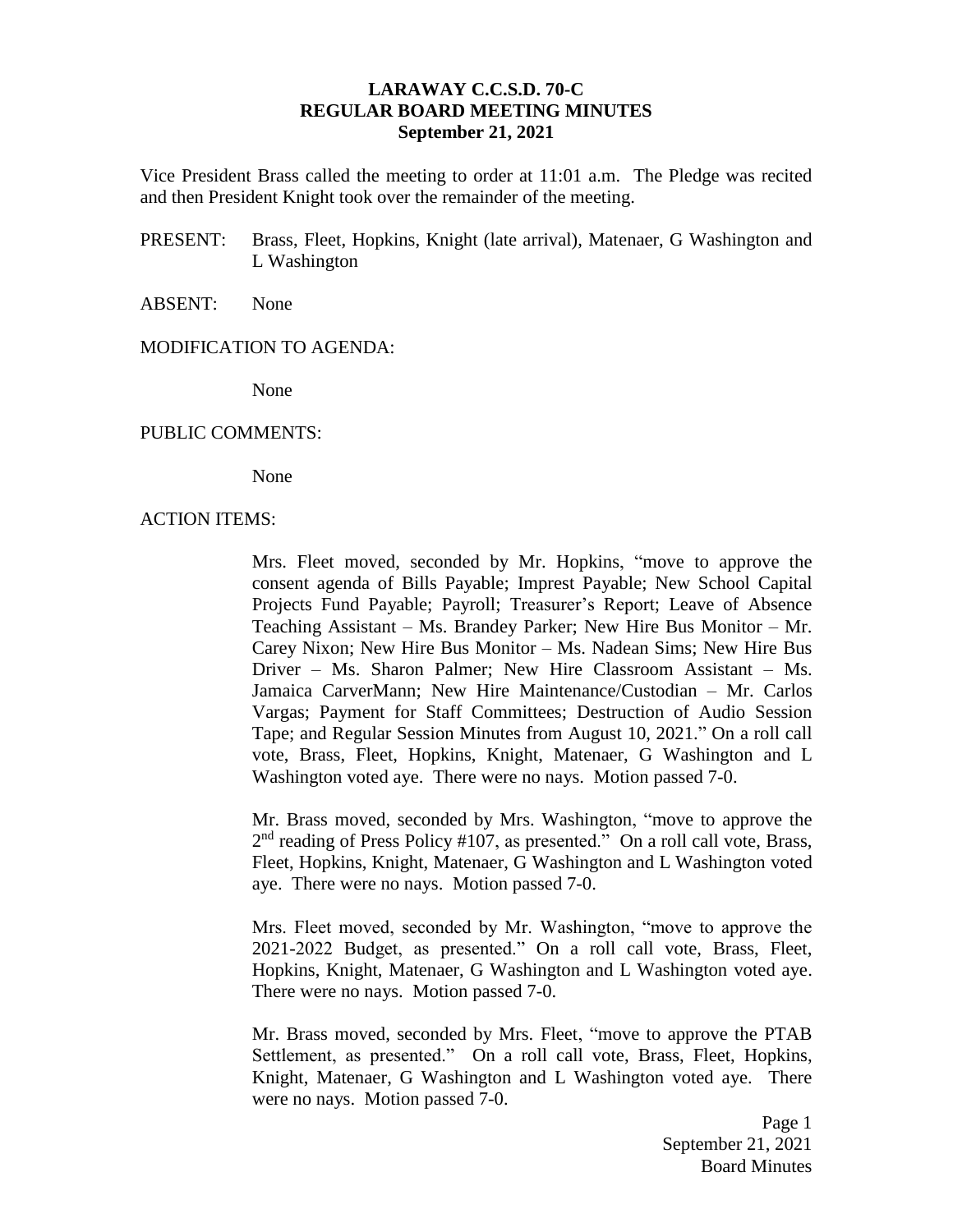**LARAWAY C.C.S.D. 70-C**
**REGULAR BOARD MEETING MINUTES**
**September 21, 2021**

Vice President Brass called the meeting to order at 11:01 a.m. The Pledge was recited and then President Knight took over the remainder of the meeting.

PRESENT: Brass, Fleet, Hopkins, Knight (late arrival), Matenaer, G Washington and L Washington

ABSENT: None

MODIFICATION TO AGENDA:

None

PUBLIC COMMENTS:

None

ACTION ITEMS:

Mrs. Fleet moved, seconded by Mr. Hopkins, "move to approve the consent agenda of Bills Payable; Imprest Payable; New School Capital Projects Fund Payable; Payroll; Treasurer's Report; Leave of Absence Teaching Assistant – Ms. Brandey Parker; New Hire Bus Monitor – Mr. Carey Nixon; New Hire Bus Monitor – Ms. Nadean Sims; New Hire Bus Driver – Ms. Sharon Palmer; New Hire Classroom Assistant – Ms. Jamaica CarverMann; New Hire Maintenance/Custodian – Mr. Carlos Vargas; Payment for Staff Committees; Destruction of Audio Session Tape; and Regular Session Minutes from August 10, 2021." On a roll call vote, Brass, Fleet, Hopkins, Knight, Matenaer, G Washington and L Washington voted aye. There were no nays. Motion passed 7-0.

Mr. Brass moved, seconded by Mrs. Washington, "move to approve the 2nd reading of Press Policy #107, as presented." On a roll call vote, Brass, Fleet, Hopkins, Knight, Matenaer, G Washington and L Washington voted aye. There were no nays. Motion passed 7-0.

Mrs. Fleet moved, seconded by Mr. Washington, "move to approve the 2021-2022 Budget, as presented." On a roll call vote, Brass, Fleet, Hopkins, Knight, Matenaer, G Washington and L Washington voted aye. There were no nays. Motion passed 7-0.

Mr. Brass moved, seconded by Mrs. Fleet, "move to approve the PTAB Settlement, as presented." On a roll call vote, Brass, Fleet, Hopkins, Knight, Matenaer, G Washington and L Washington voted aye. There were no nays. Motion passed 7-0.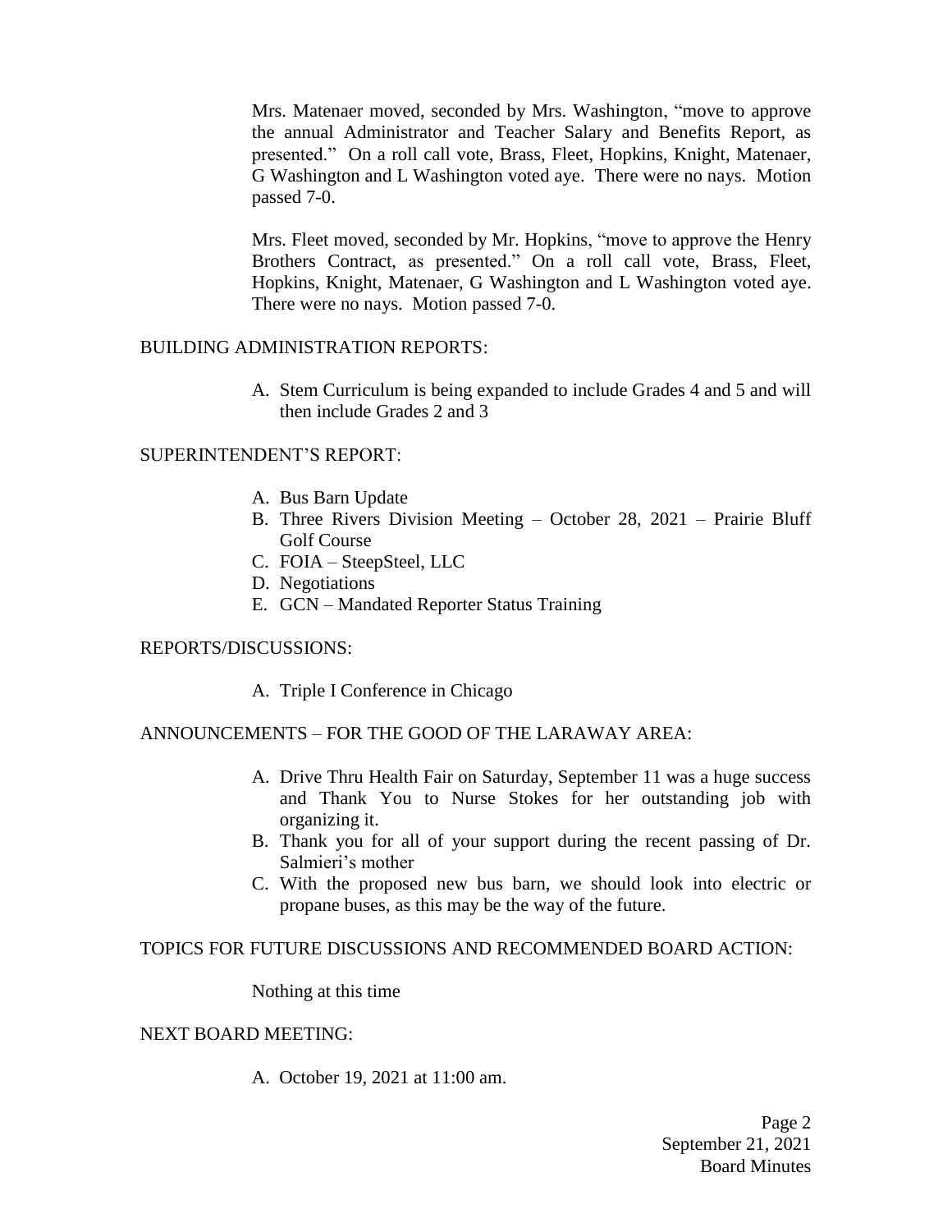Mrs. Matenaer moved, seconded by Mrs. Washington, "move to approve the annual Administrator and Teacher Salary and Benefits Report, as presented." On a roll call vote, Brass, Fleet, Hopkins, Knight, Matenaer, G Washington and L Washington voted aye. There were no nays. Motion passed 7-0.

Mrs. Fleet moved, seconded by Mr. Hopkins, "move to approve the Henry Brothers Contract, as presented." On a roll call vote, Brass, Fleet, Hopkins, Knight, Matenaer, G Washington and L Washington voted aye. There were no nays. Motion passed 7-0.

BUILDING ADMINISTRATION REPORTS:

A. Stem Curriculum is being expanded to include Grades 4 and 5 and will then include Grades 2 and 3

SUPERINTENDENT'S REPORT:

A. Bus Barn Update
B. Three Rivers Division Meeting – October 28, 2021 – Prairie Bluff Golf Course
C. FOIA – SteepSteel, LLC
D. Negotiations
E. GCN – Mandated Reporter Status Training

REPORTS/DISCUSSIONS:

A. Triple I Conference in Chicago

ANNOUNCEMENTS – FOR THE GOOD OF THE LARAWAY AREA:

A. Drive Thru Health Fair on Saturday, September 11 was a huge success and Thank You to Nurse Stokes for her outstanding job with organizing it.
B. Thank you for all of your support during the recent passing of Dr. Salmieri's mother
C. With the proposed new bus barn, we should look into electric or propane buses, as this may be the way of the future.

TOPICS FOR FUTURE DISCUSSIONS AND RECOMMENDED BOARD ACTION:

Nothing at this time

NEXT BOARD MEETING:

A. October 19, 2021 at 11:00 am.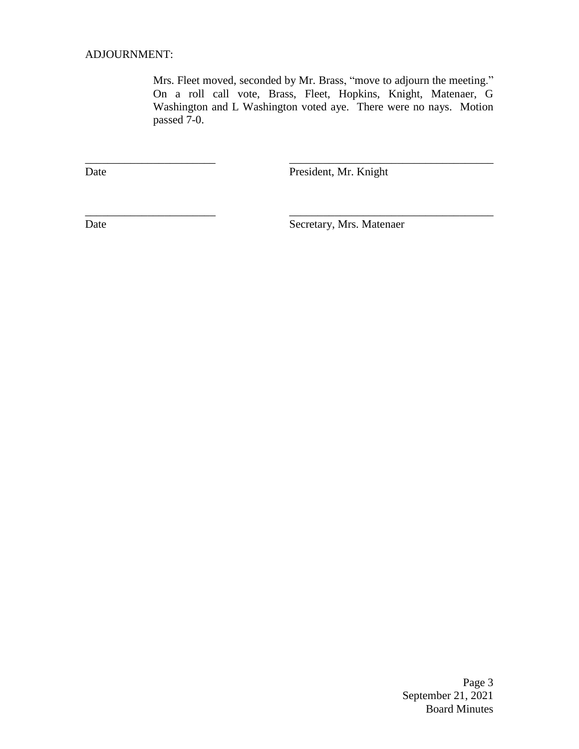ADJOURNMENT:

Mrs. Fleet moved, seconded by Mr. Brass, "move to adjourn the meeting." On a roll call vote, Brass, Fleet, Hopkins, Knight, Matenaer, G Washington and L Washington voted aye. There were no nays. Motion passed 7-0.

| | |
|---|---|
| _______________________ | ___________________________________ |
| Date | President, Mr. Knight |
| _______________________ | ___________________________________ |
| Date | Secretary, Mrs. Matenaer |